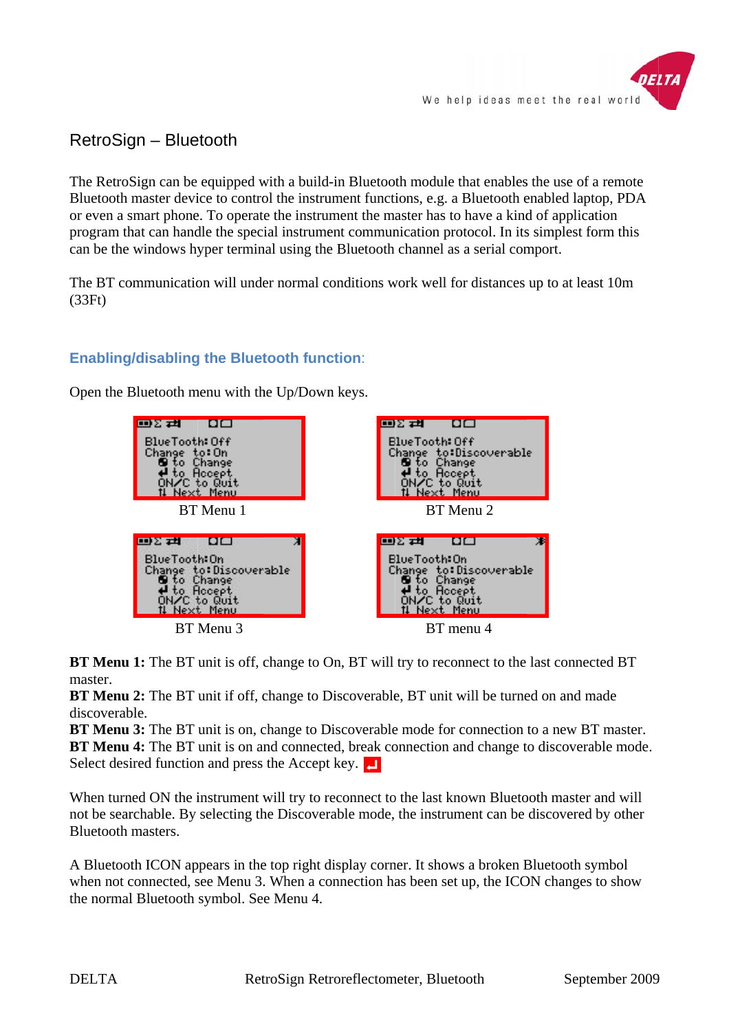# RetroSign – Bluetooth

The RetroSign can be equipped with a build-in Bluetooth module that enables the use of a remote Bluetooth master device to control the instrument functions, e.g. a Bluetooth enabled laptop, PDA or even a smart phone. To operate the instrument the master has to have a kind of application program that can handle the special instrument communication protocol. In its simplest form this can be the windows hyper terminal using the Bluetooth channel as a serial comport.

The BT communication will under normal conditions work well for distances up to at least 10m (33Ft)

## Enabling/disabling the Bluetooth function:

Open the Bluetooth menu with the Up/Down keys.

BlueTooth: Off
Change to: On
to Change
to Accept
ON/C to Quit
Next Menu

BT Menu 1

BlueTooth: Off
Change to: Discoverable
to Change
to Accept
ON/C to Quit
Next Menu

BT Menu 2

BlueTooth: On
Change to: Discoverable
to Change
to Accept
ON/C to Quit
Next Menu

BT Menu 3

BlueTooth: On
Change to: Discoverable
to Change
to Accept
ON/C to Quit
Next Menu

BT menu 4

**BT Menu 1:** The BT unit is off, change to On, BT will try to reconnect to the last connected BT master.
**BT Menu 2:** The BT unit if off, change to Discoverable, BT unit will be turned on and made discoverable.
**BT Menu 3:** The BT unit is on, change to Discoverable mode for connection to a new BT master.
**BT Menu 4:** The BT unit is on and connected, break connection and change to discoverable mode.
Select desired function and press the Accept key.

When turned ON the instrument will try to reconnect to the last known Bluetooth master and will not be searchable. By selecting the Discoverable mode, the instrument can be discovered by other Bluetooth masters.

A Bluetooth ICON appears in the top right display corner. It shows a broken Bluetooth symbol when not connected, see Menu 3. When a connection has been set up, the ICON changes to show the normal Bluetooth symbol. See Menu 4.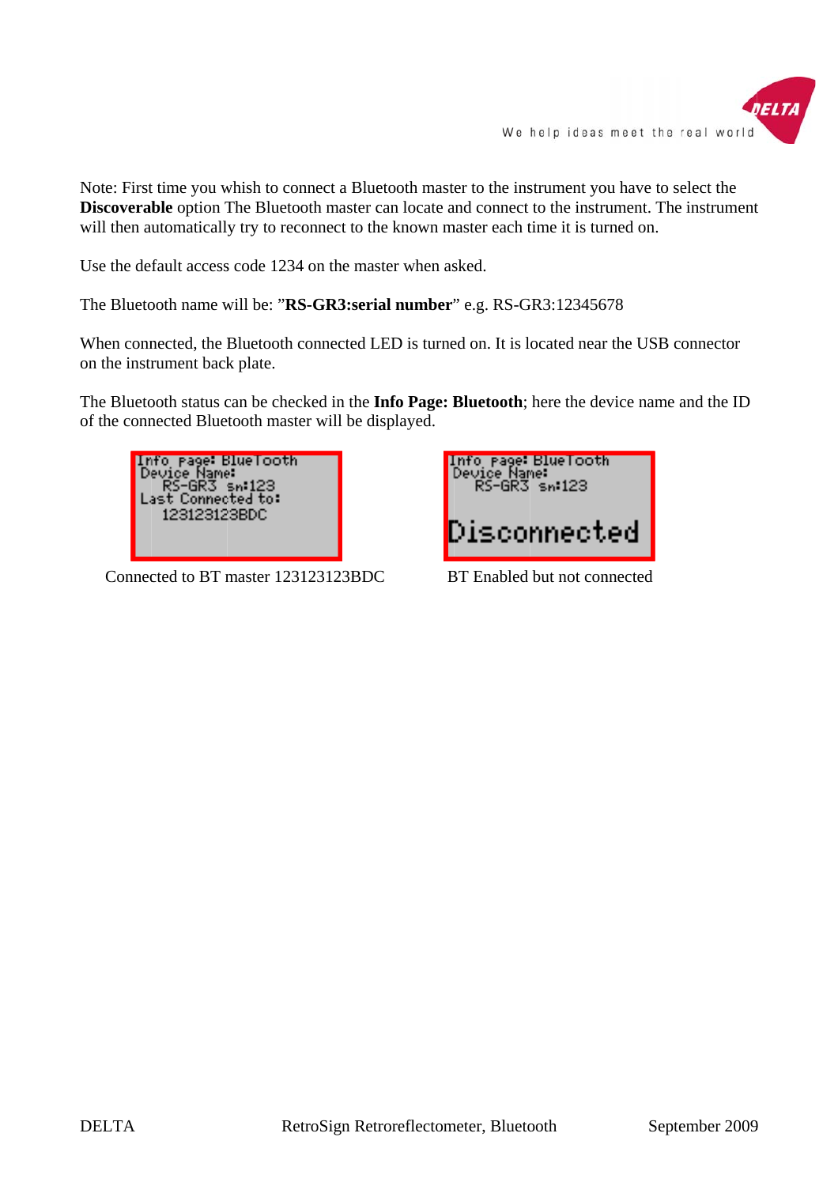Note: First time you whish to connect a Bluetooth master to the instrument you have to select the **Discoverable** option The Bluetooth master can locate and connect to the instrument. The instrument will then automatically try to reconnect to the known master each time it is turned on.

Use the default access code 1234 on the master when asked.

The Bluetooth name will be: "**RS-GR3:serial number**" e.g. RS-GR3:12345678

When connected, the Bluetooth connected LED is turned on. It is located near the USB connector on the instrument back plate.

The Bluetooth status can be checked in the **Info Page: Bluetooth**; here the device name and the ID of the connected Bluetooth master will be displayed.

```
Info page: BlueTooth
Device Name:
  RS-GR3 sn:123
Last Connected to:
  123123123BDC
```

Connected to BT master 123123123BDC

```
Info page: BlueTooth
Device Name:
  RS-GR3 sn:123

Disconnected
```

BT Enabled but not connected